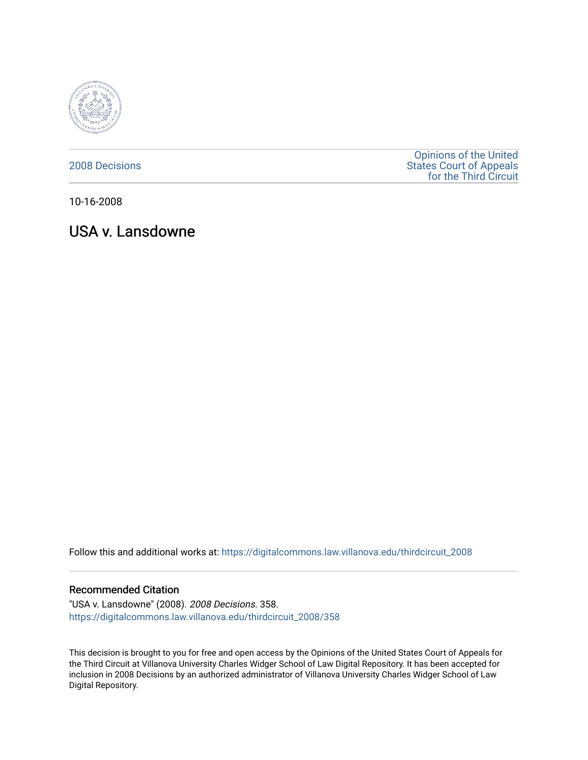2008 Decisions

Opinions of the United States Court of Appeals for the Third Circuit

10-16-2008

# USA v. Lansdowne

Follow this and additional works at: https://digitalcommons.law.villanova.edu/thirdcircuit_2008

## Recommended Citation

"USA v. Lansdowne" (2008). *2008 Decisions*. 358.
https://digitalcommons.law.villanova.edu/thirdcircuit_2008/358

This decision is brought to you for free and open access by the Opinions of the United States Court of Appeals for the Third Circuit at Villanova University Charles Widger School of Law Digital Repository. It has been accepted for inclusion in 2008 Decisions by an authorized administrator of Villanova University Charles Widger School of Law Digital Repository.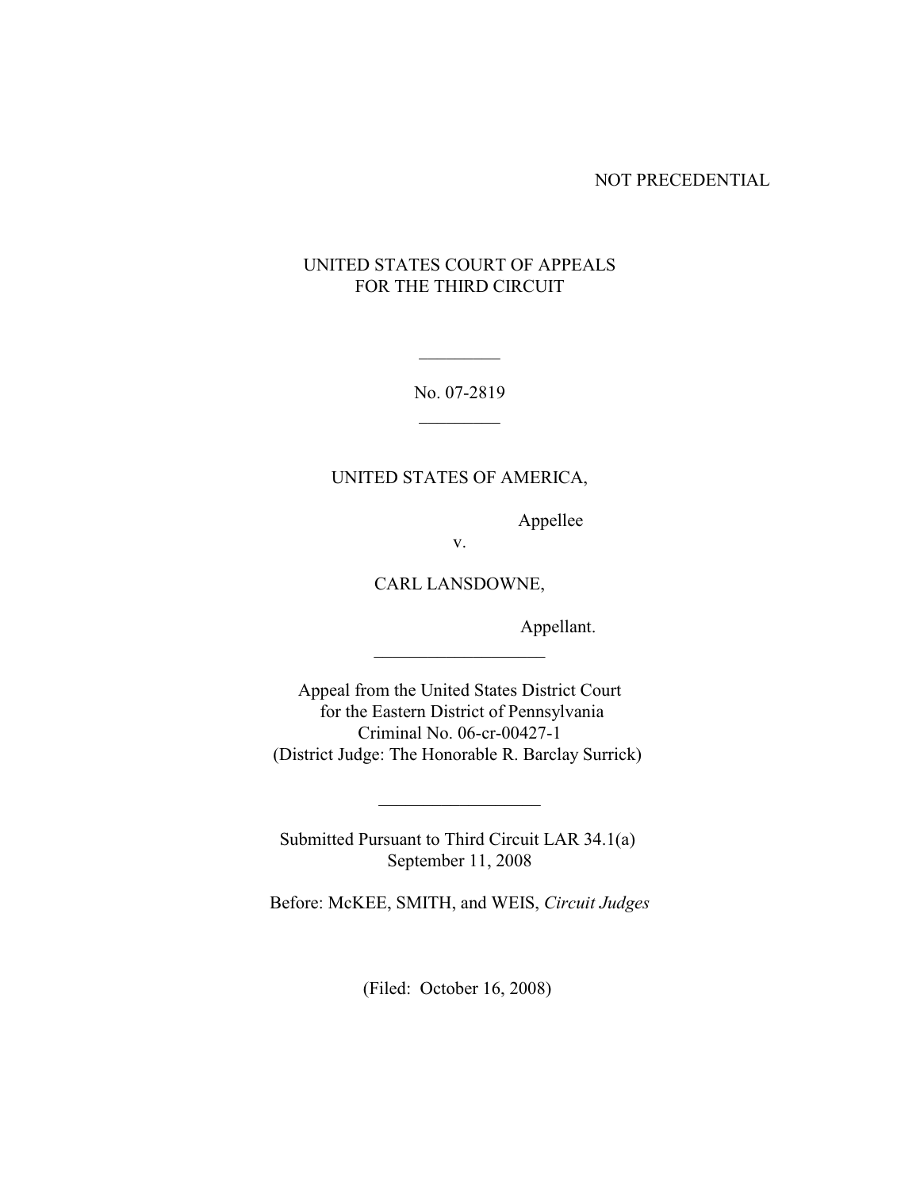NOT PRECEDENTIAL

UNITED STATES COURT OF APPEALS
FOR THE THIRD CIRCUIT

---

No. 07-2819

---

UNITED STATES OF AMERICA,

Appellee

v.

CARL LANSDOWNE,

Appellant.

---

Appeal from the United States District Court
for the Eastern District of Pennsylvania
Criminal No. 06-cr-00427-1
(District Judge: The Honorable R. Barclay Surrick)

---

Submitted Pursuant to Third Circuit LAR 34.1(a)
September 11, 2008

Before: McKEE, SMITH, and WEIS, *Circuit Judges*

(Filed: October 16, 2008)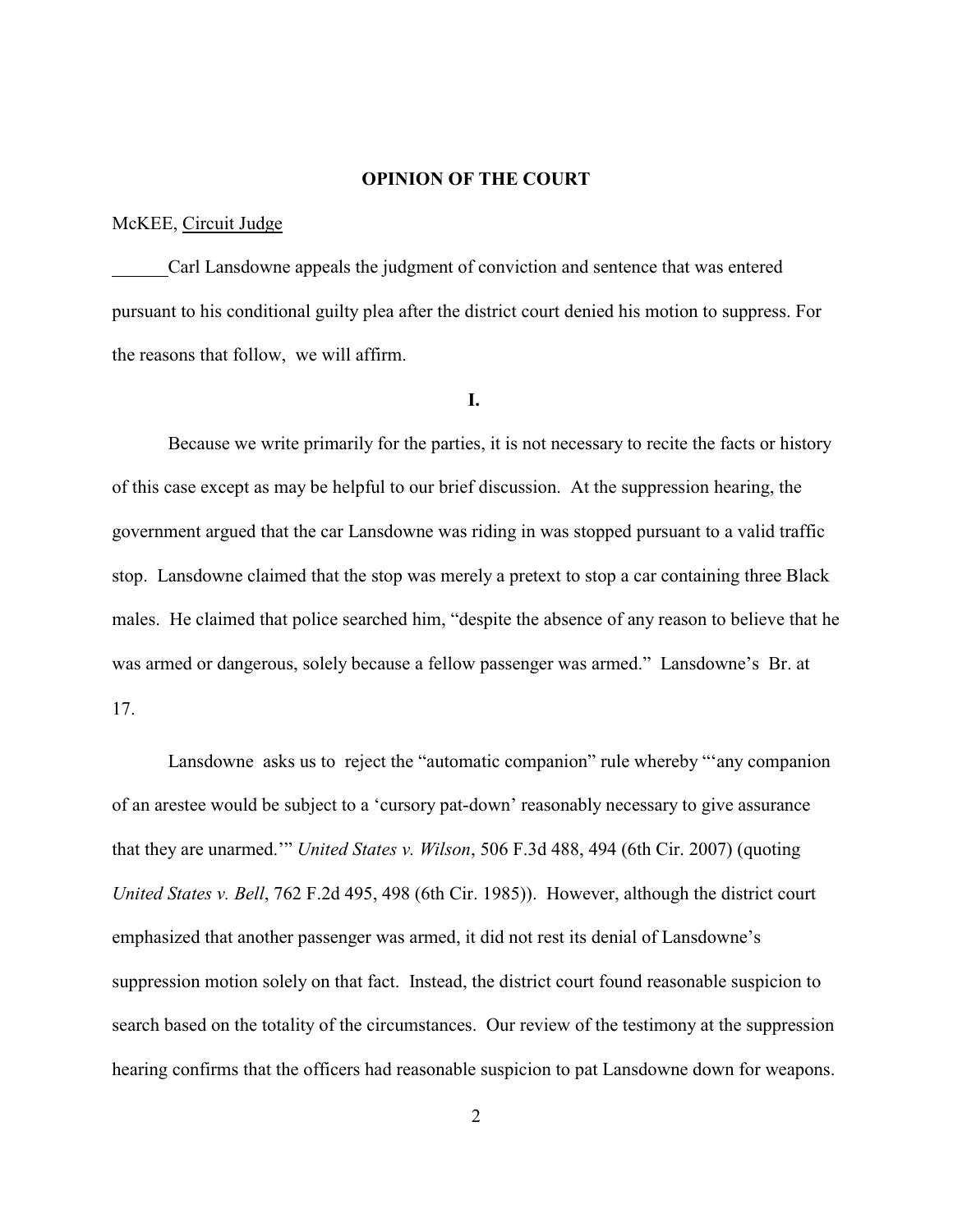**OPINION OF THE COURT**

McKEE, Circuit Judge

Carl Lansdowne appeals the judgment of conviction and sentence that was entered pursuant to his conditional guilty plea after the district court denied his motion to suppress. For the reasons that follow, we will affirm.

**I.**

Because we write primarily for the parties, it is not necessary to recite the facts or history of this case except as may be helpful to our brief discussion. At the suppression hearing, the government argued that the car Lansdowne was riding in was stopped pursuant to a valid traffic stop. Lansdowne claimed that the stop was merely a pretext to stop a car containing three Black males. He claimed that police searched him, "despite the absence of any reason to believe that he was armed or dangerous, solely because a fellow passenger was armed." Lansdowne's Br. at 17.

Lansdowne asks us to reject the "automatic companion" rule whereby "'any companion of an arestee would be subject to a 'cursory pat-down' reasonably necessary to give assurance that they are unarmed.'" *United States v. Wilson*, 506 F.3d 488, 494 (6th Cir. 2007) (quoting *United States v. Bell*, 762 F.2d 495, 498 (6th Cir. 1985)). However, although the district court emphasized that another passenger was armed, it did not rest its denial of Lansdowne's suppression motion solely on that fact. Instead, the district court found reasonable suspicion to search based on the totality of the circumstances. Our review of the testimony at the suppression hearing confirms that the officers had reasonable suspicion to pat Lansdowne down for weapons.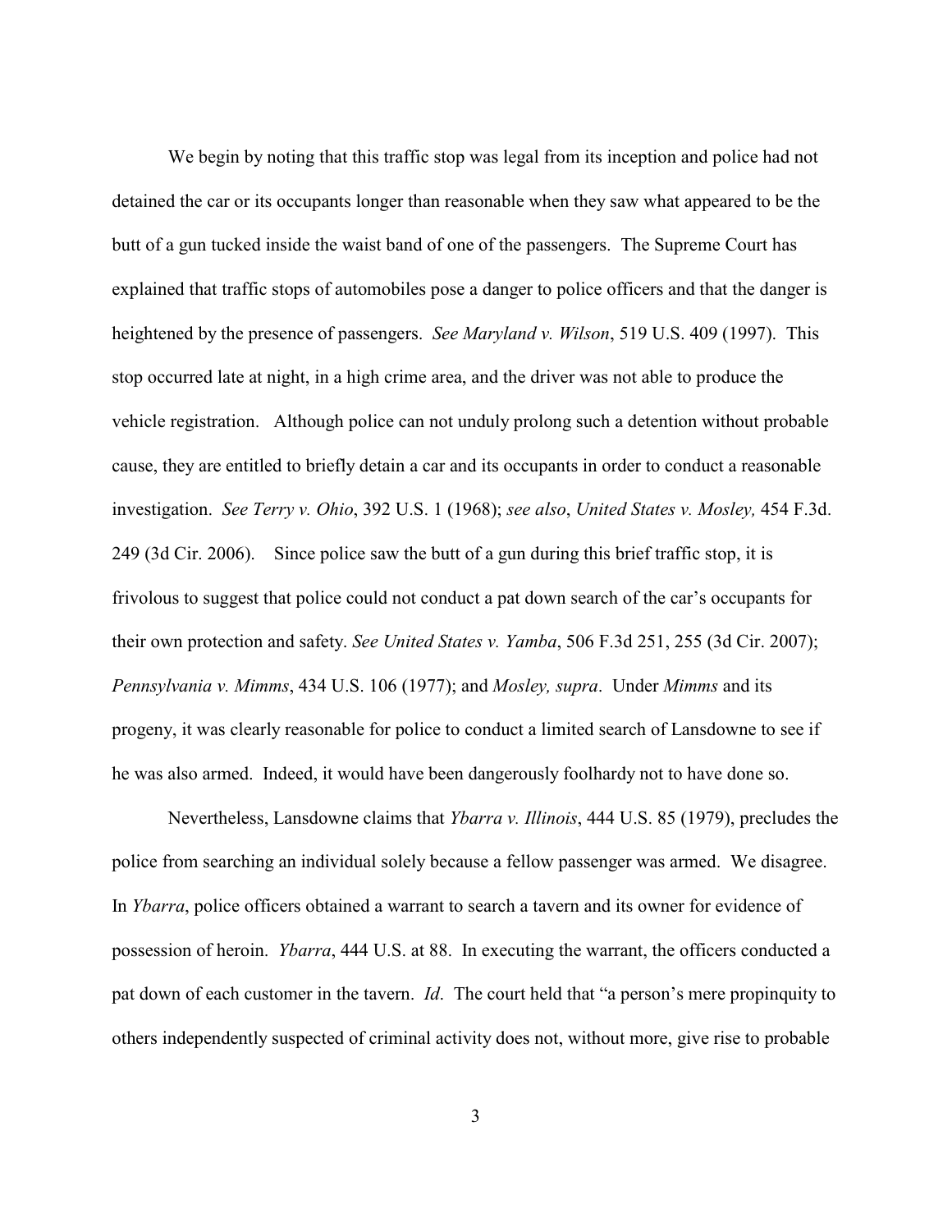We begin by noting that this traffic stop was legal from its inception and police had not detained the car or its occupants longer than reasonable when they saw what appeared to be the butt of a gun tucked inside the waist band of one of the passengers. The Supreme Court has explained that traffic stops of automobiles pose a danger to police officers and that the danger is heightened by the presence of passengers. *See Maryland v. Wilson*, 519 U.S. 409 (1997). This stop occurred late at night, in a high crime area, and the driver was not able to produce the vehicle registration. Although police can not unduly prolong such a detention without probable cause, they are entitled to briefly detain a car and its occupants in order to conduct a reasonable investigation. *See Terry v. Ohio*, 392 U.S. 1 (1968); *see also*, *United States v. Mosley,* 454 F.3d. 249 (3d Cir. 2006). Since police saw the butt of a gun during this brief traffic stop, it is frivolous to suggest that police could not conduct a pat down search of the car's occupants for their own protection and safety. *See United States v. Yamba*, 506 F.3d 251, 255 (3d Cir. 2007); *Pennsylvania v. Mimms*, 434 U.S. 106 (1977); and *Mosley, supra*. Under *Mimms* and its progeny, it was clearly reasonable for police to conduct a limited search of Lansdowne to see if he was also armed. Indeed, it would have been dangerously foolhardy not to have done so.

Nevertheless, Lansdowne claims that *Ybarra v. Illinois*, 444 U.S. 85 (1979), precludes the police from searching an individual solely because a fellow passenger was armed. We disagree. In *Ybarra*, police officers obtained a warrant to search a tavern and its owner for evidence of possession of heroin. *Ybarra*, 444 U.S. at 88. In executing the warrant, the officers conducted a pat down of each customer in the tavern. *Id*. The court held that "a person's mere propinquity to others independently suspected of criminal activity does not, without more, give rise to probable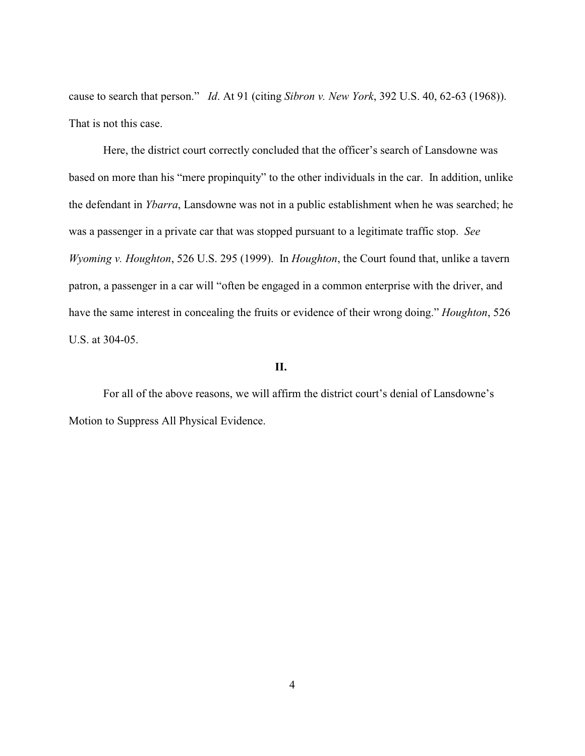cause to search that person." *Id*. At 91 (citing *Sibron v. New York*, 392 U.S. 40, 62-63 (1968)). That is not this case.

Here, the district court correctly concluded that the officer's search of Lansdowne was based on more than his "mere propinquity" to the other individuals in the car. In addition, unlike the defendant in *Ybarra*, Lansdowne was not in a public establishment when he was searched; he was a passenger in a private car that was stopped pursuant to a legitimate traffic stop. *See Wyoming v. Houghton*, 526 U.S. 295 (1999). In *Houghton*, the Court found that, unlike a tavern patron, a passenger in a car will "often be engaged in a common enterprise with the driver, and have the same interest in concealing the fruits or evidence of their wrong doing." *Houghton*, 526 U.S. at 304-05.

## II.

For all of the above reasons, we will affirm the district court's denial of Lansdowne's Motion to Suppress All Physical Evidence.